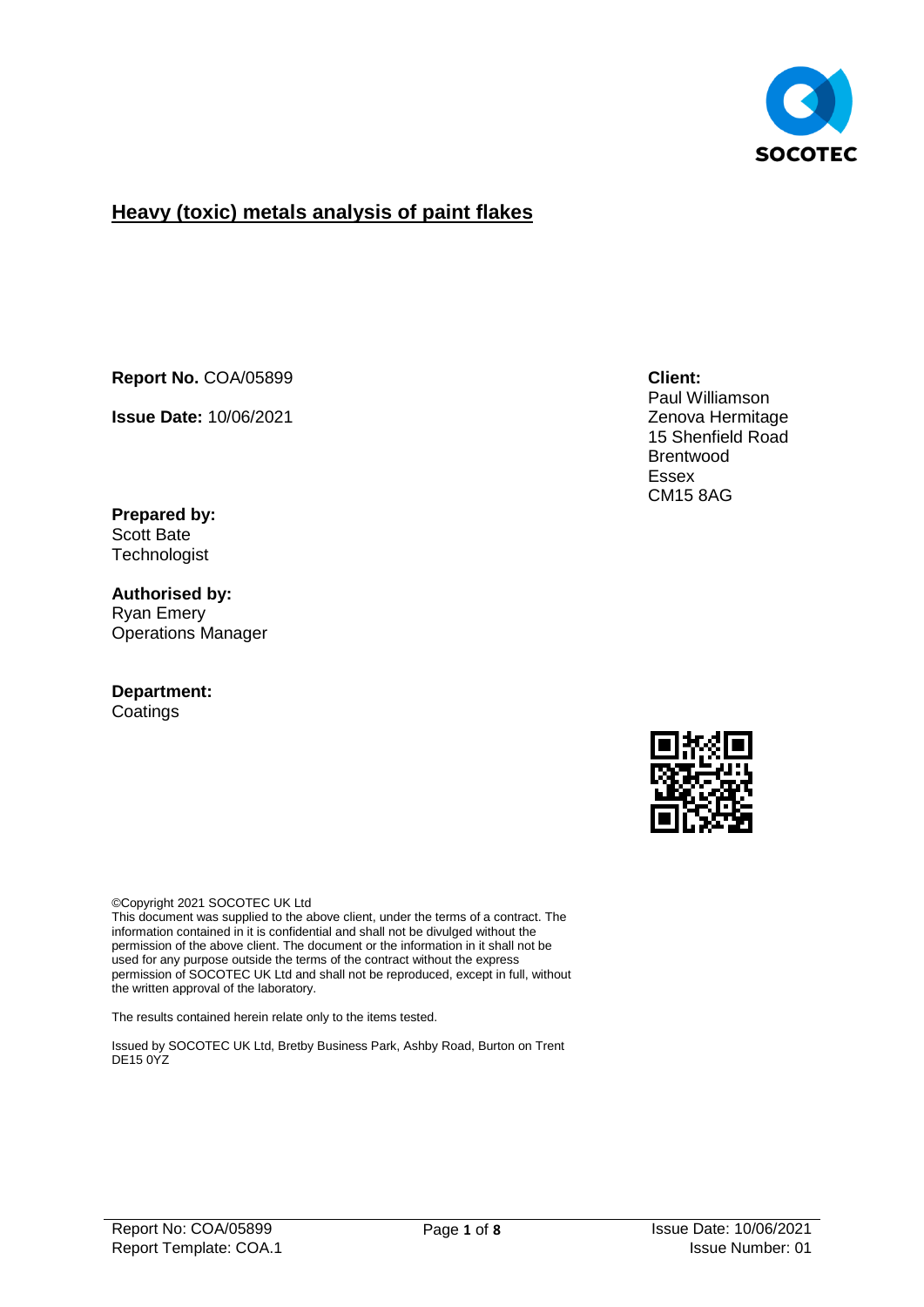# Heavy (toxic) metals analysis of paint flakes

**Report No.** COA/05899

**Issue Date:** 10/06/2021

**Client:**
Paul Williamson
Zenova Hermitage
15 Shenfield Road
Brentwood
Essex
CM15 8AG

**Prepared by:**
Scott Bate
Technologist

**Authorised by:**
Ryan Emery
Operations Manager

**Department:**
Coatings

©Copyright 2021 SOCOTEC UK Ltd
This document was supplied to the above client, under the terms of a contract. The information contained in it is confidential and shall not be divulged without the permission of the above client. The document or the information in it shall not be used for any purpose outside the terms of the contract without the express permission of SOCOTEC UK Ltd and shall not be reproduced, except in full, without the written approval of the laboratory.

The results contained herein relate only to the items tested.

Issued by SOCOTEC UK Ltd, Bretby Business Park, Ashby Road, Burton on Trent DE15 0YZ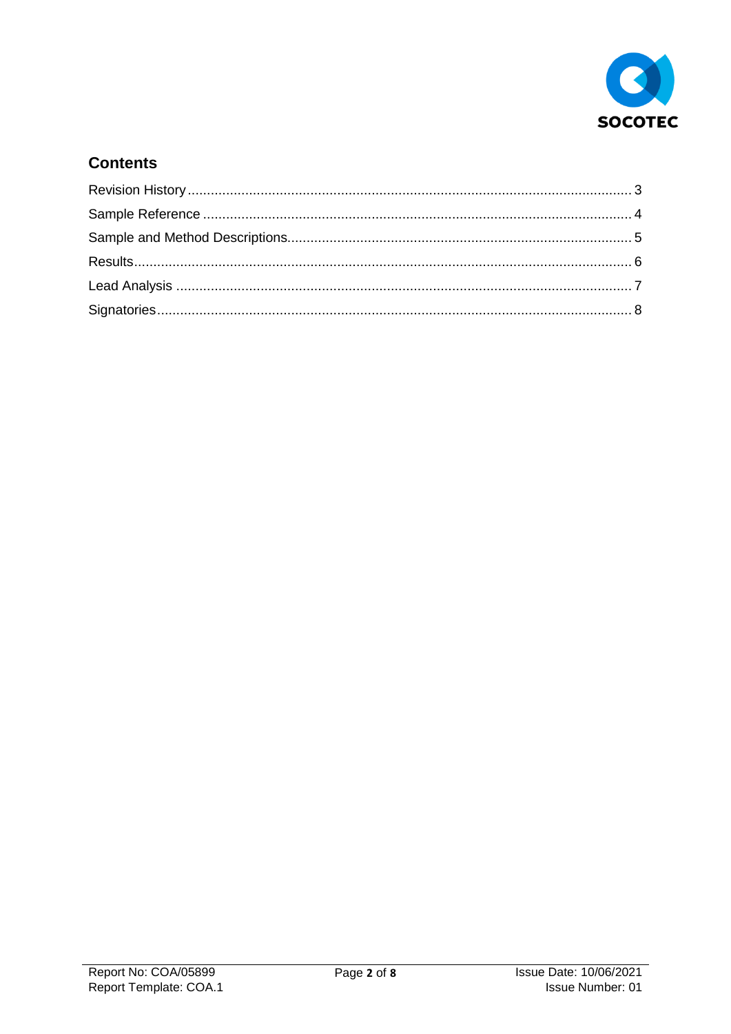## Contents

| | |
|---|---|
| Revision History | 3 |
| Sample Reference | 4 |
| Sample and Method Descriptions | 5 |
| Results | 6 |
| Lead Analysis | 7 |
| Signatories | 8 |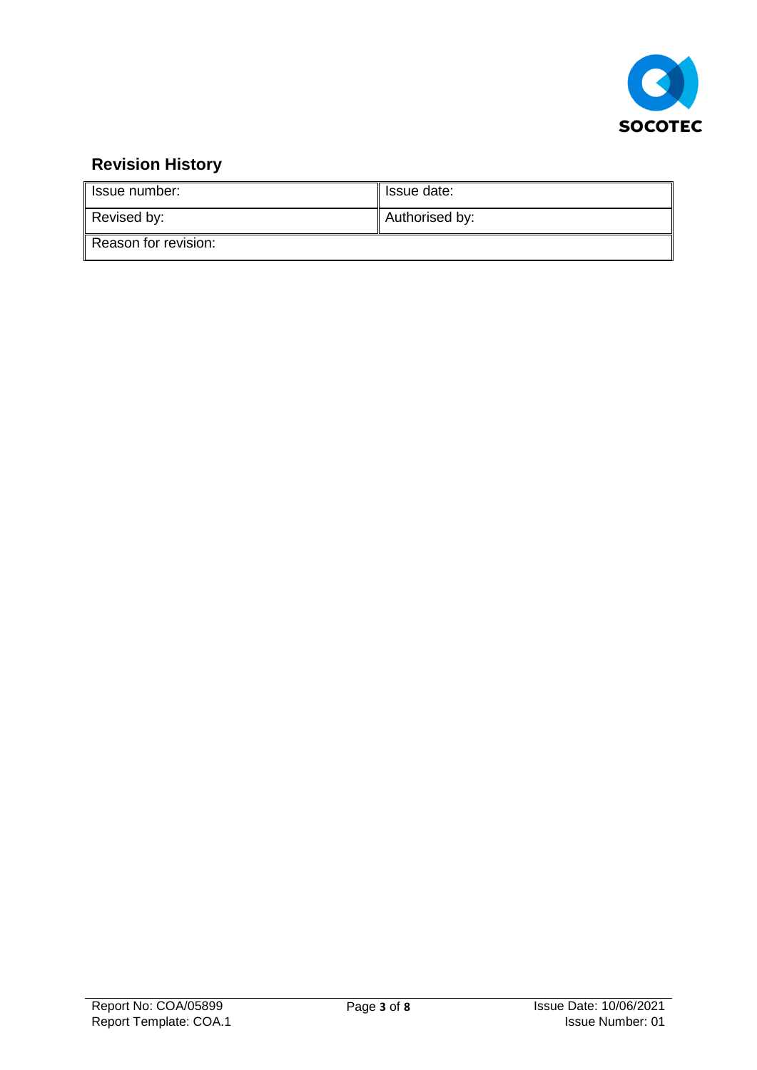## Revision History

| Issue number: | Issue date: |
|---|---|
| Revised by: | Authorised by: |
| Reason for revision: | |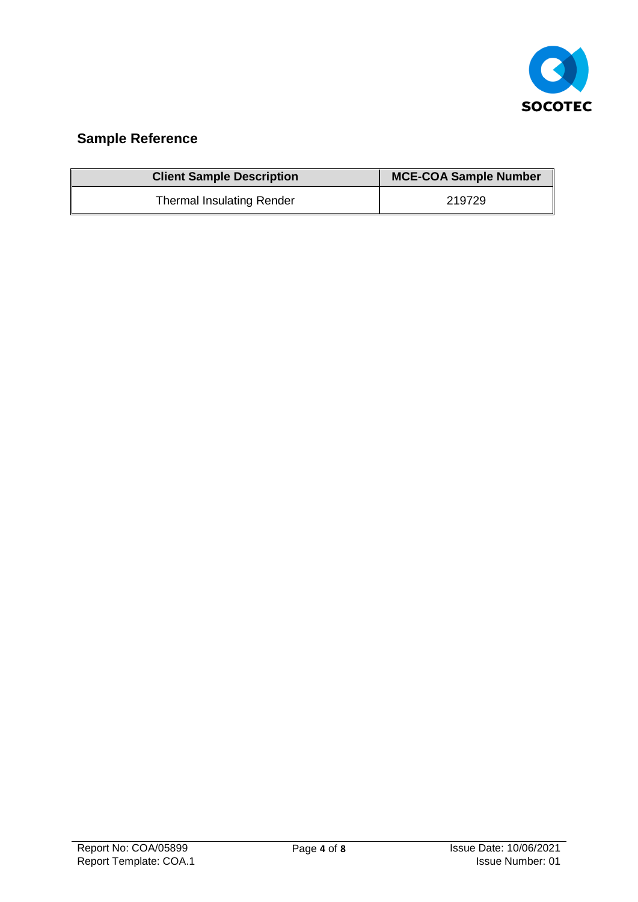## Sample Reference

| Client Sample Description | MCE-COA Sample Number |
|---|---|
| Thermal Insulating Render | 219729 |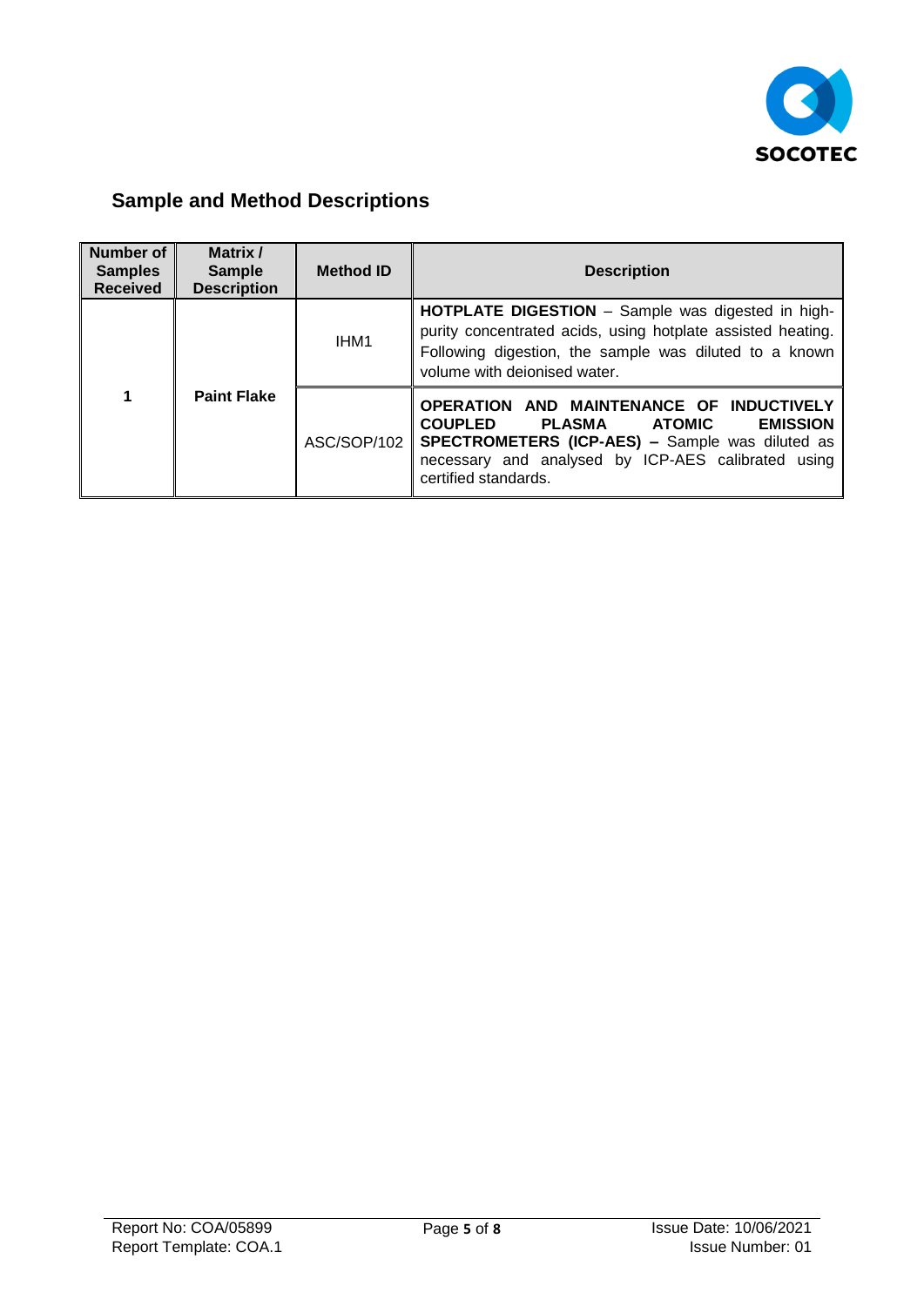## Sample and Method Descriptions

| Number of Samples Received | Matrix / Sample Description | Method ID | Description |
|---|---|---|---|
| 1 | **Paint Flake** | IHM1 | **HOTPLATE DIGESTION** – Sample was digested in high-purity concentrated acids, using hotplate assisted heating. Following digestion, the sample was diluted to a known volume with deionised water. |
| | | ASC/SOP/102 | **OPERATION AND MAINTENANCE OF INDUCTIVELY COUPLED PLASMA ATOMIC EMISSION SPECTROMETERS (ICP-AES) –** Sample was diluted as necessary and analysed by ICP-AES calibrated using certified standards. |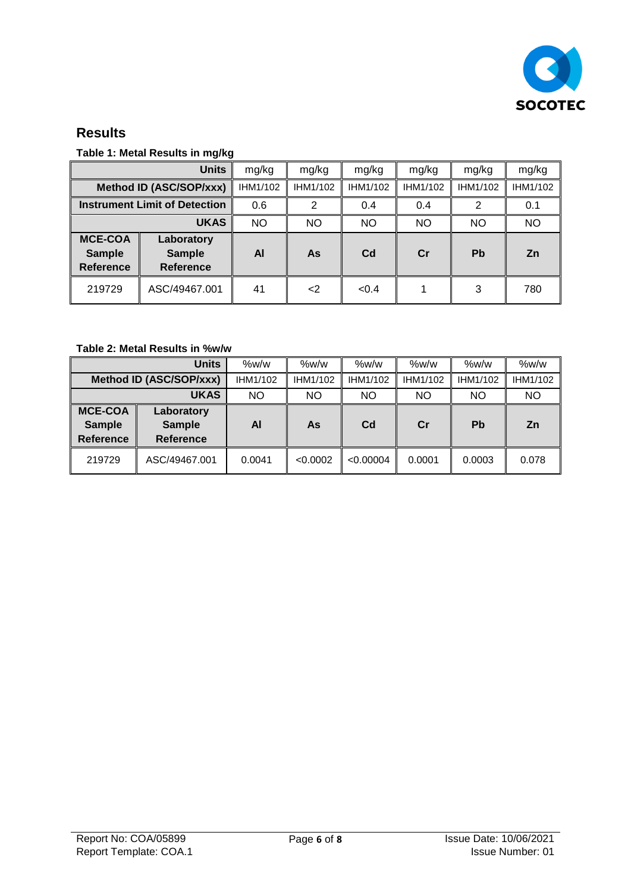## Results

**Table 1: Metal Results in mg/kg**

| | Units | mg/kg | mg/kg | mg/kg | mg/kg | mg/kg | mg/kg |
|---|---|---|---|---|---|---|---|
| | **Method ID (ASC/SOP/xxx)** | IHM1/102 | IHM1/102 | IHM1/102 | IHM1/102 | IHM1/102 | IHM1/102 |
| | **Instrument Limit of Detection** | 0.6 | 2 | 0.4 | 0.4 | 2 | 0.1 |
| | **UKAS** | NO | NO | NO | NO | NO | NO |
| **MCE-COA Sample Reference** | **Laboratory Sample Reference** | **Al** | **As** | **Cd** | **Cr** | **Pb** | **Zn** |
| 219729 | ASC/49467.001 | 41 | <2 | <0.4 | 1 | 3 | 780 |

**Table 2: Metal Results in %w/w**

| | Units | %w/w | %w/w | %w/w | %w/w | %w/w | %w/w |
|---|---|---|---|---|---|---|---|
| | **Method ID (ASC/SOP/xxx)** | IHM1/102 | IHM1/102 | IHM1/102 | IHM1/102 | IHM1/102 | IHM1/102 |
| | **UKAS** | NO | NO | NO | NO | NO | NO |
| **MCE-COA Sample Reference** | **Laboratory Sample Reference** | **Al** | **As** | **Cd** | **Cr** | **Pb** | **Zn** |
| 219729 | ASC/49467.001 | 0.0041 | <0.0002 | <0.00004 | 0.0001 | 0.0003 | 0.078 |

Report No: COA/05899
Report Template: COA.1

Issue Date: 10/06/2021
Issue Number: 01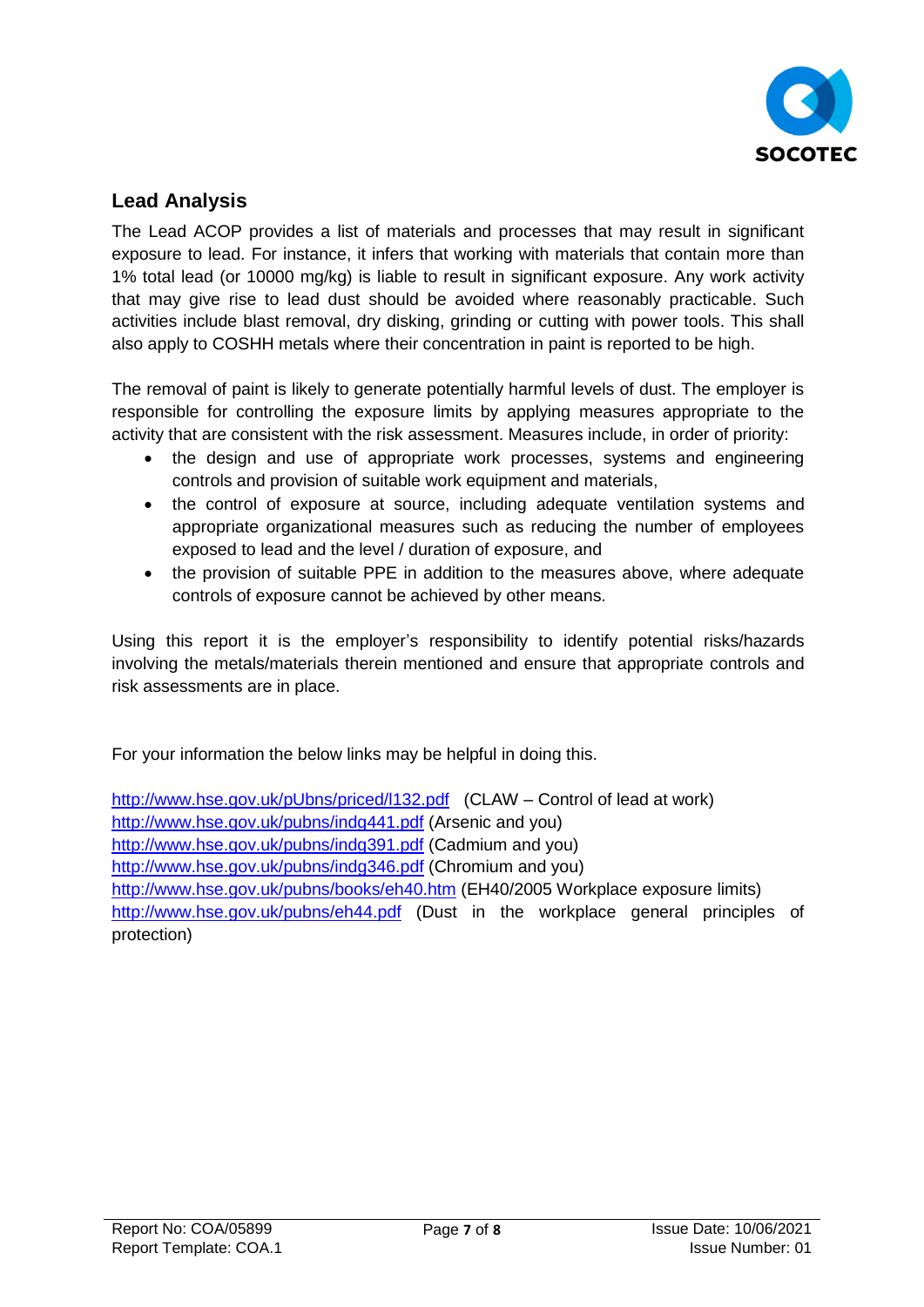## Lead Analysis

The Lead ACOP provides a list of materials and processes that may result in significant exposure to lead. For instance, it infers that working with materials that contain more than 1% total lead (or 10000 mg/kg) is liable to result in significant exposure. Any work activity that may give rise to lead dust should be avoided where reasonably practicable. Such activities include blast removal, dry disking, grinding or cutting with power tools. This shall also apply to COSHH metals where their concentration in paint is reported to be high.

The removal of paint is likely to generate potentially harmful levels of dust. The employer is responsible for controlling the exposure limits by applying measures appropriate to the activity that are consistent with the risk assessment. Measures include, in order of priority:

- the design and use of appropriate work processes, systems and engineering controls and provision of suitable work equipment and materials,
- the control of exposure at source, including adequate ventilation systems and appropriate organizational measures such as reducing the number of employees exposed to lead and the level / duration of exposure, and
- the provision of suitable PPE in addition to the measures above, where adequate controls of exposure cannot be achieved by other means.

Using this report it is the employer's responsibility to identify potential risks/hazards involving the metals/materials therein mentioned and ensure that appropriate controls and risk assessments are in place.

For your information the below links may be helpful in doing this.

http://www.hse.gov.uk/pUbns/priced/l132.pdf (CLAW – Control of lead at work)
http://www.hse.gov.uk/pubns/indg441.pdf (Arsenic and you)
http://www.hse.gov.uk/pubns/indg391.pdf (Cadmium and you)
http://www.hse.gov.uk/pubns/indg346.pdf (Chromium and you)
http://www.hse.gov.uk/pubns/books/eh40.htm (EH40/2005 Workplace exposure limits)
http://www.hse.gov.uk/pubns/eh44.pdf (Dust in the workplace general principles of protection)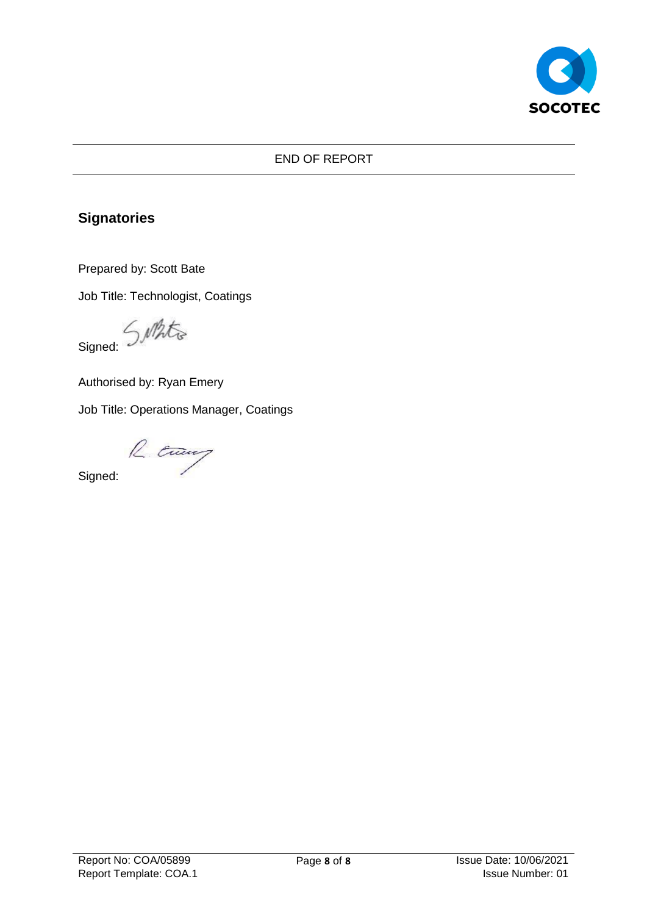END OF REPORT

## Signatories

Prepared by: Scott Bate

Job Title: Technologist, Coatings

Signed:

Authorised by: Ryan Emery

Job Title: Operations Manager, Coatings

Signed: